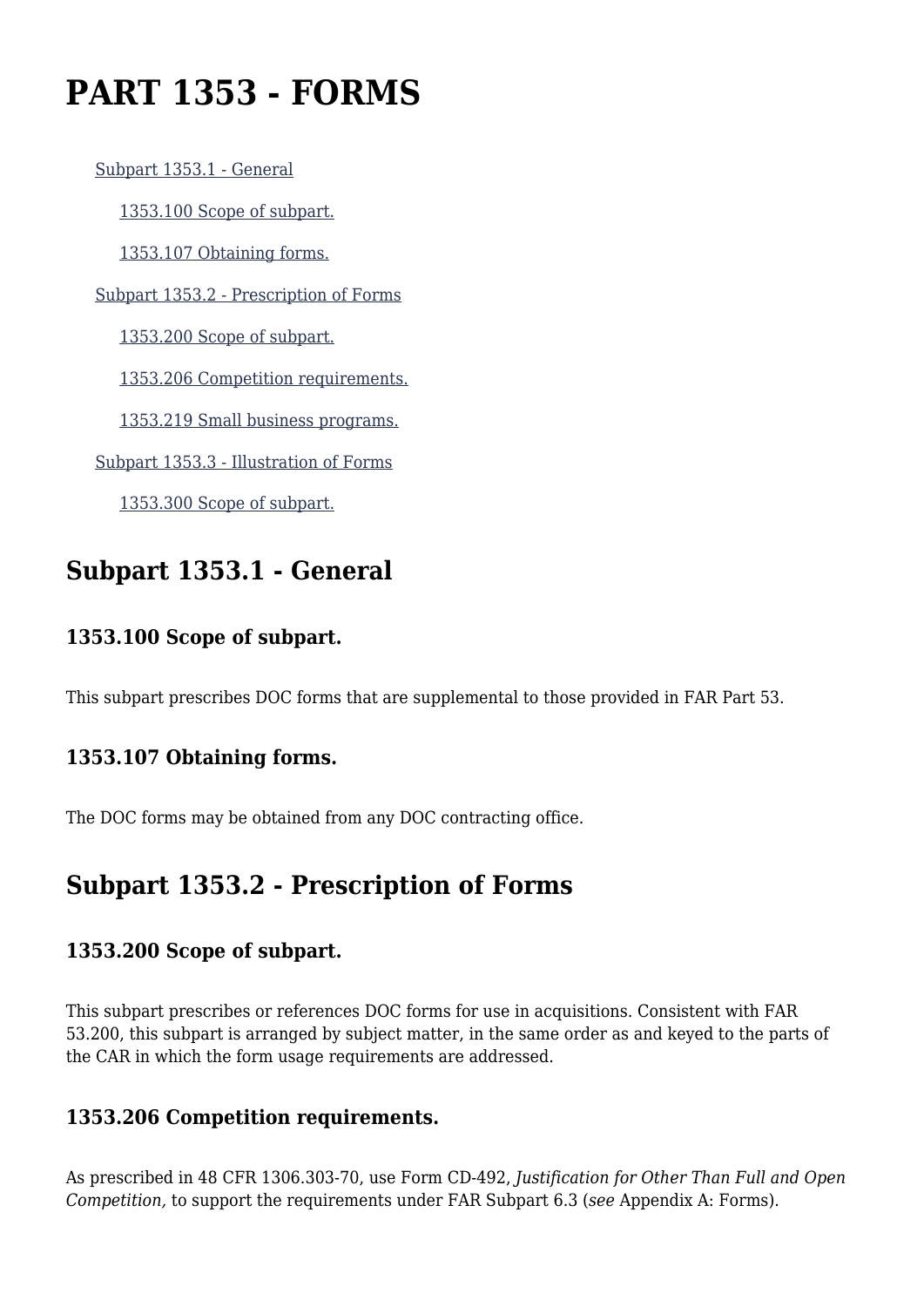# PART 1353 - FORMS

- Subpart 1353.1 - General
  - 1353.100 Scope of subpart.
  - 1353.107 Obtaining forms.
- Subpart 1353.2 - Prescription of Forms
  - 1353.200 Scope of subpart.
  - 1353.206 Competition requirements.
  - 1353.219 Small business programs.
- Subpart 1353.3 - Illustration of Forms
  - 1353.300 Scope of subpart.

## Subpart 1353.1 - General

### 1353.100 Scope of subpart.

This subpart prescribes DOC forms that are supplemental to those provided in FAR Part 53.

### 1353.107 Obtaining forms.

The DOC forms may be obtained from any DOC contracting office.

## Subpart 1353.2 - Prescription of Forms

### 1353.200 Scope of subpart.

This subpart prescribes or references DOC forms for use in acquisitions. Consistent with FAR 53.200, this subpart is arranged by subject matter, in the same order as and keyed to the parts of the CAR in which the form usage requirements are addressed.

### 1353.206 Competition requirements.

As prescribed in 48 CFR 1306.303-70, use Form CD-492, *Justification for Other Than Full and Open Competition,* to support the requirements under FAR Subpart 6.3 (*see* Appendix A: Forms).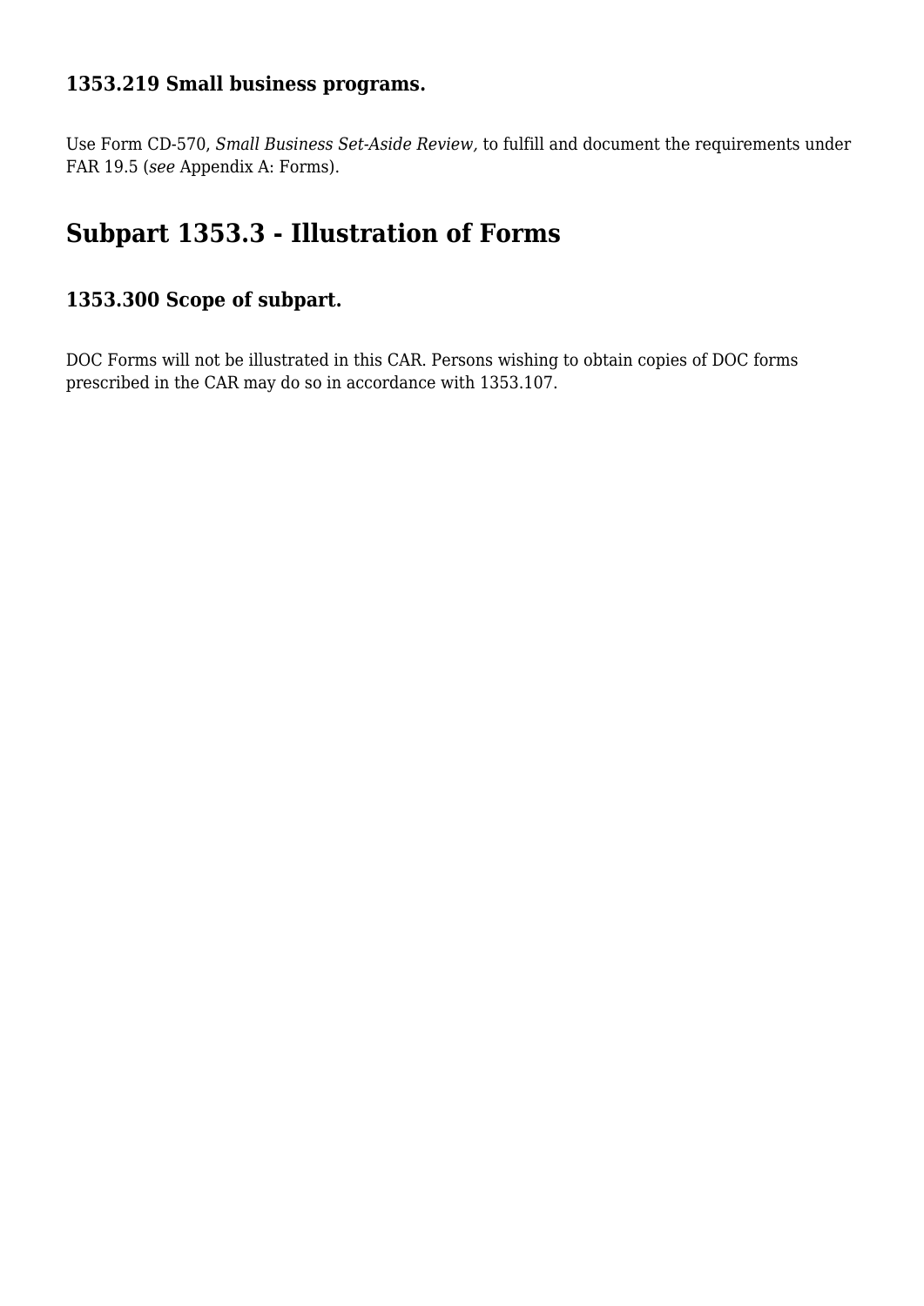### 1353.219 Small business programs.

Use Form CD-570, *Small Business Set-Aside Review,* to fulfill and document the requirements under FAR 19.5 (*see* Appendix A: Forms).

## Subpart 1353.3 - Illustration of Forms

### 1353.300 Scope of subpart.

DOC Forms will not be illustrated in this CAR. Persons wishing to obtain copies of DOC forms prescribed in the CAR may do so in accordance with 1353.107.